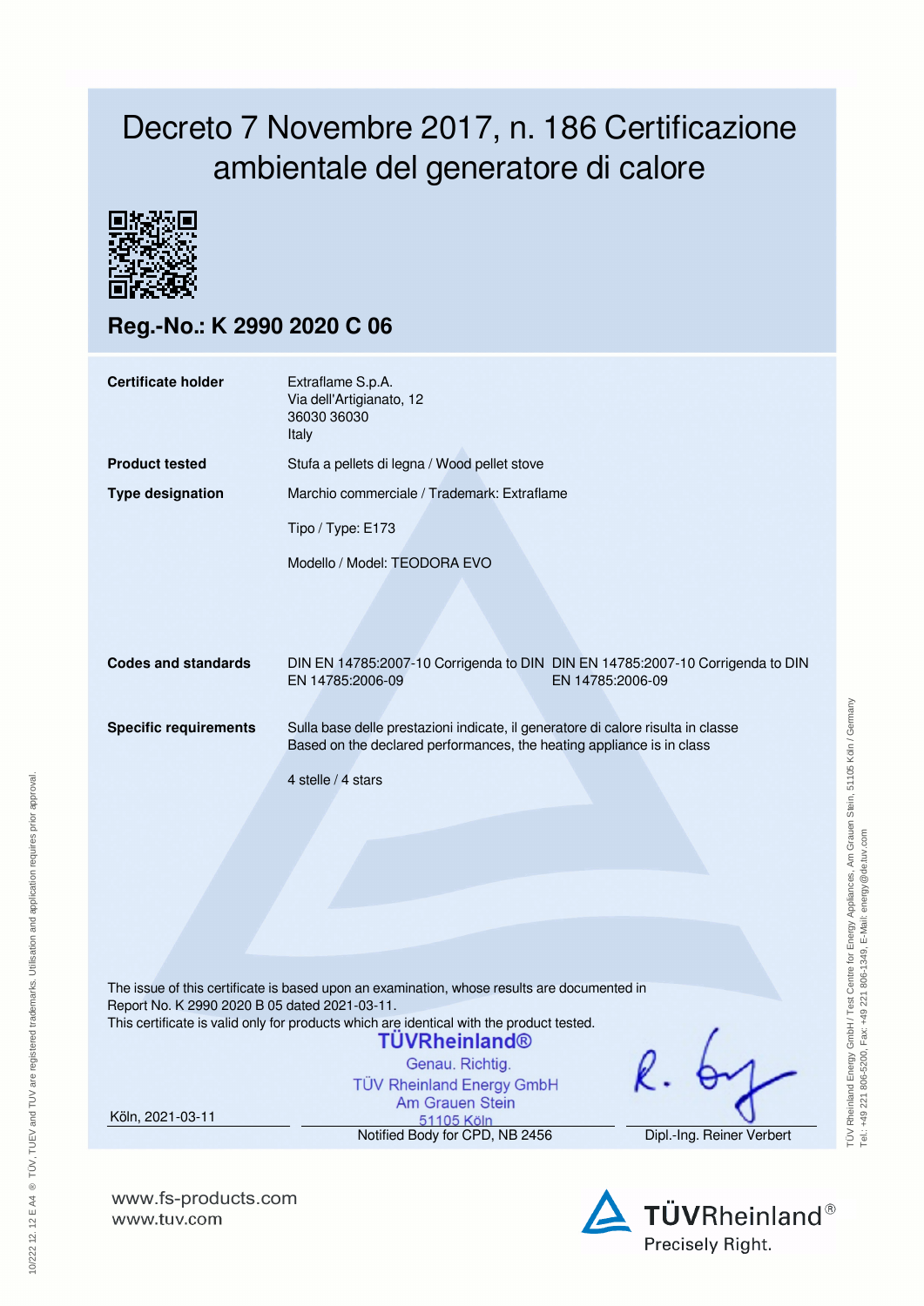# Decreto 7 Novembre 2017, n. 186 Certificazione ambientale del generatore di calore

## Reg.-No.: K 2990 2020 C 06

| | |
|---|---|
| **Certificate holder** | Extraflame S.p.A.<br>Via dell'Artigianato, 12<br>36030 36030<br>Italy |
| **Product tested** | Stufa a pellets di legna / Wood pellet stove |
| **Type designation** | Marchio commerciale / Trademark: Extraflame<br><br>Tipo / Type: E173<br><br>Modello / Model: TEODORA EVO |
| **Codes and standards** | DIN EN 14785:2007-10 Corrigenda to DIN EN 14785:2006-09 DIN EN 14785:2007-10 Corrigenda to DIN EN 14785:2006-09 |
| **Specific requirements** | Sulla base delle prestazioni indicate, il generatore di calore risulta in classe<br>Based on the declared performances, the heating appliance is in class<br><br>4 stelle / 4 stars |

The issue of this certificate is based upon an examination, whose results are documented in Report No. K 2990 2020 B 05 dated 2021-03-11.
This certificate is valid only for products which are identical with the product tested.

TÜVRheinland®
Genau. Richtig.
TÜV Rheinland Energy GmbH
Am Grauen Stein
51105 Köln

Köln, 2021-03-11

Notified Body for CPD, NB 2456

Dipl.-Ing. Reiner Verbert

TÜV Rheinland Energy GmbH / Test Centre for Energy Appliances, Am Grauen Stein, 51105 Köln / Germany
Tel.: +49 221 806-5200, Fax: +49 221 806-1349, E-Mail: energy@de.tuv.com

10/222 12. 12 E A4 ® TÜV, TUEV and TUV are registered trademarks. Utilisation and application requires prior approval.

www.fs-products.com
www.tuv.com

TÜVRheinland®
Precisely Right.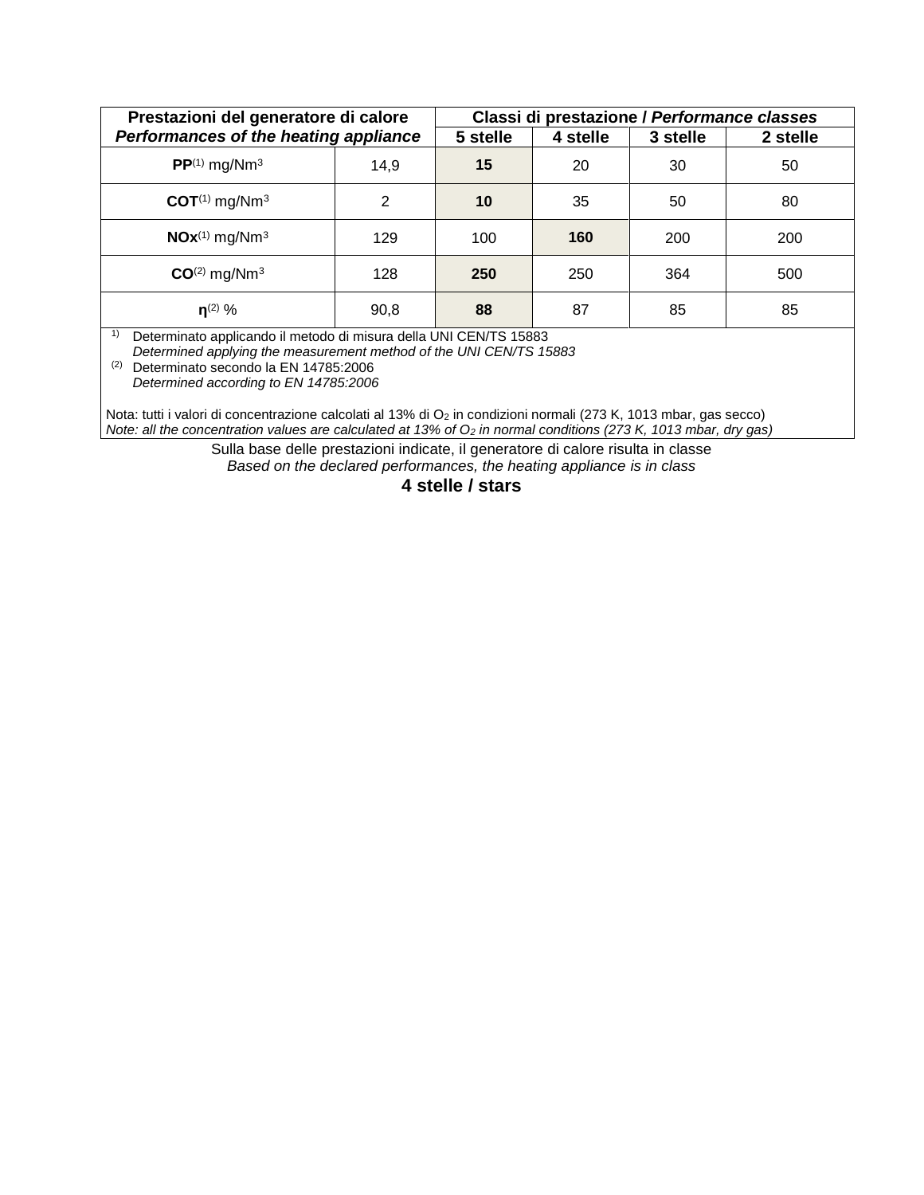| Prestazioni del generatore di calore *Performances of the heating appliance* | | Classi di prestazione / *Performance classes* | | | |
|---|---|---|---|---|---|
| | | 5 stelle | 4 stelle | 3 stelle | 2 stelle |
| **PP**(1) mg/$Nm^3$ | 14,9 | **15** | 20 | 30 | 50 |
| **COT**(1) mg/$Nm^3$ | 2 | **10** | 35 | 50 | 80 |
| **NOx**(1) mg/$Nm^3$ | 129 | 100 | **160** | 200 | 200 |
| **CO**(2) mg/$Nm^3$ | 128 | **250** | 250 | 364 | 500 |
| **η**(2) % | 90,8 | **88** | 87 | 85 | 85 |

1) Determinato applicando il metodo di misura della UNI CEN/TS 15883
*Determined applying the measurement method of the UNI CEN/TS 15883*

(2) Determinato secondo la EN 14785:2006
*Determined according to EN 14785:2006*

Nota: tutti i valori di concentrazione calcolati al 13% di $O_2$ in condizioni normali (273 K, 1013 mbar, gas secco)
*Note: all the concentration values are calculated at 13% of $O_2$ in normal conditions (273 K, 1013 mbar, dry gas)*

Sulla base delle prestazioni indicate, il generatore di calore risulta in classe
*Based on the declared performances, the heating appliance is in class*

**4 stelle / stars**